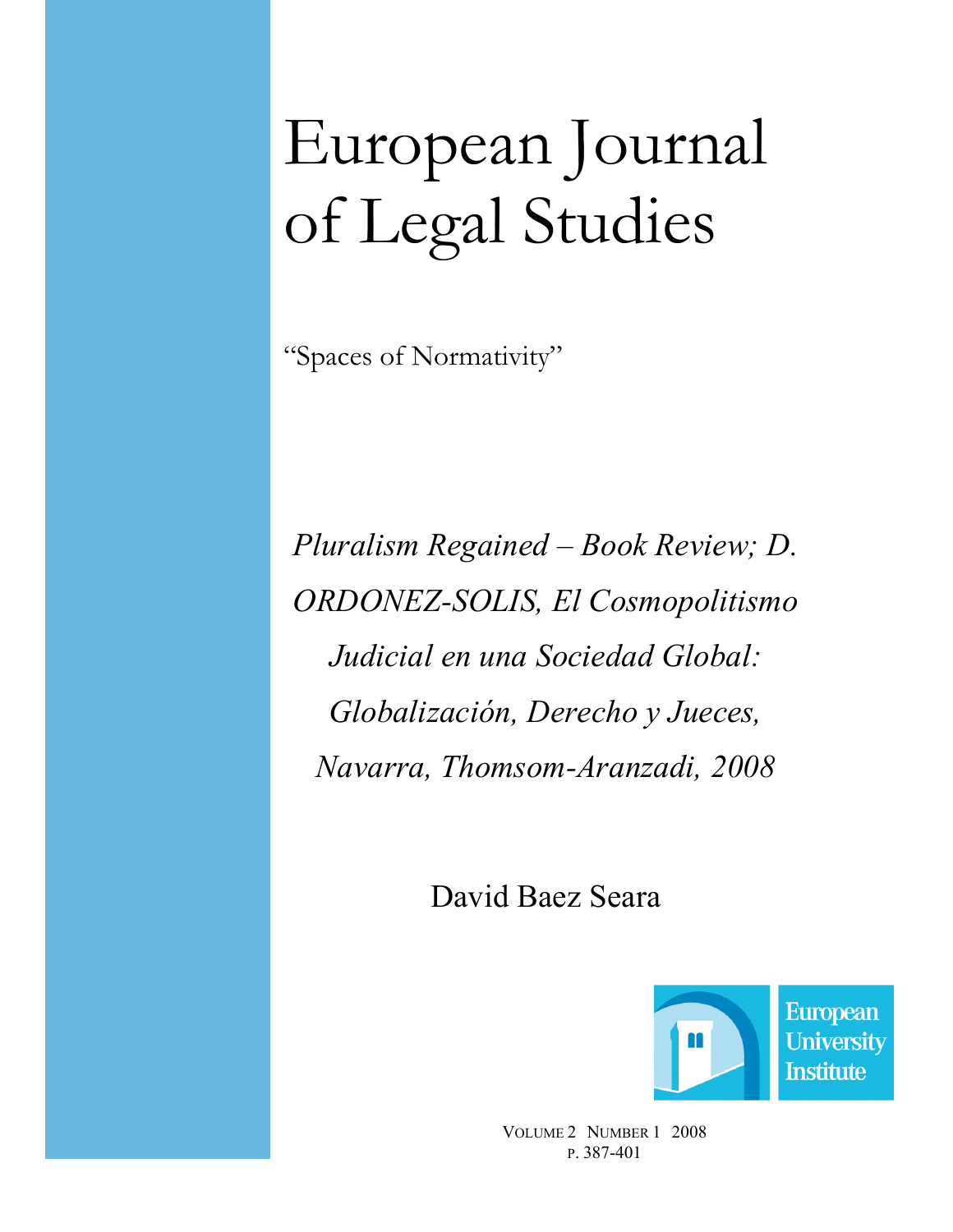# European Journal of Legal Studies

"Spaces of Normativity"

*Pluralism Regained – Book Review; D. ORDONEZ-SOLIS, El Cosmopolitismo Judicial en una Sociedad Global: Globalización, Derecho y Jueces, Navarra, Thomsom-Aranzadi, 2008*

David Baez Seara

European University Institute

VOLUME 2 NUMBER 1 2008
P. 387-401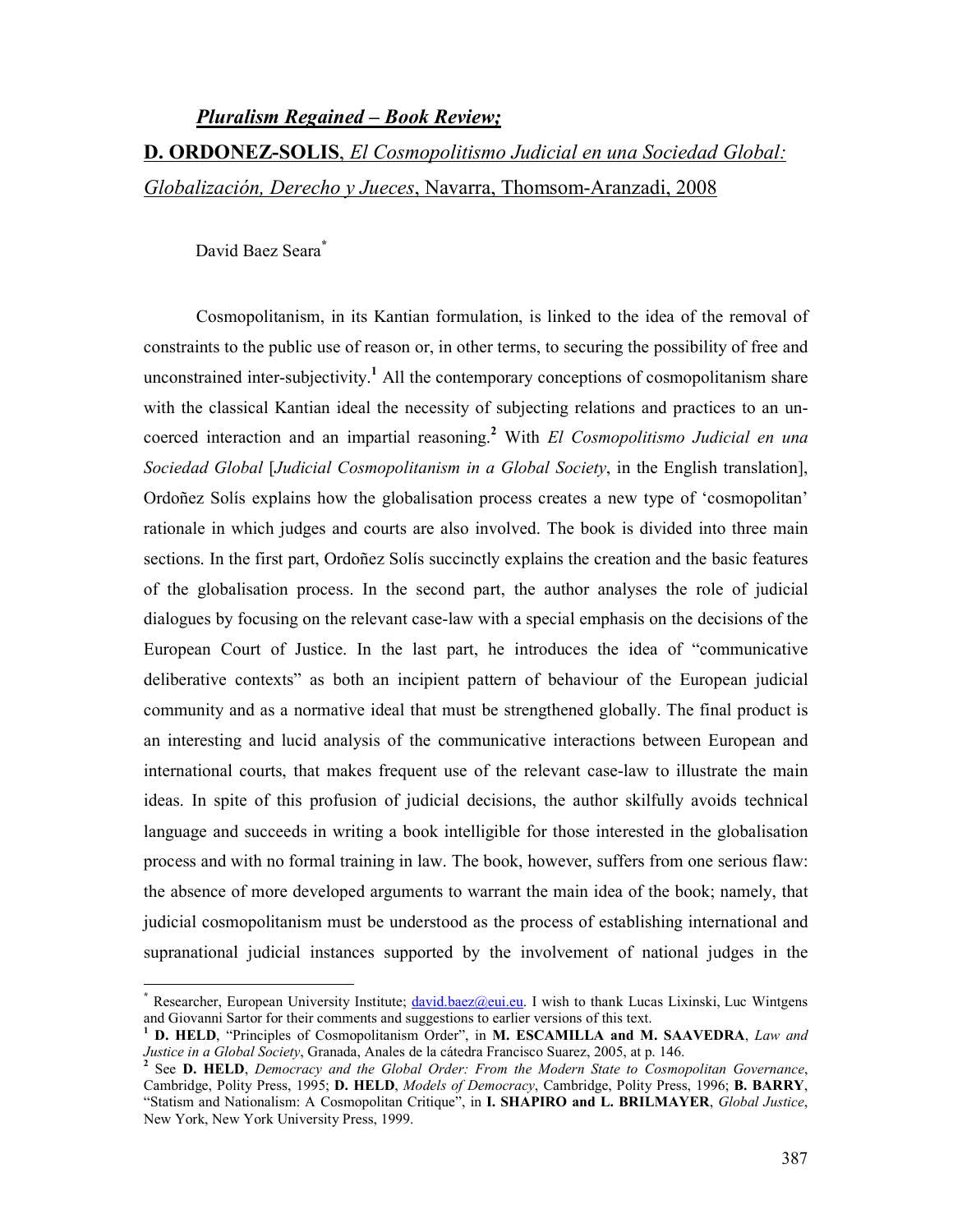## *Pluralism Regained – Book Review;*

**D. ORDONEZ-SOLIS**, *El Cosmopolitismo Judicial en una Sociedad Global: Globalización, Derecho y Jueces*, Navarra, Thomsom-Aranzadi, 2008

David Baez Seara[*]

Cosmopolitanism, in its Kantian formulation, is linked to the idea of the removal of constraints to the public use of reason or, in other terms, to securing the possibility of free and unconstrained inter-subjectivity.[1] All the contemporary conceptions of cosmopolitanism share with the classical Kantian ideal the necessity of subjecting relations and practices to an un-coerced interaction and an impartial reasoning.[2] With *El Cosmopolitismo Judicial en una Sociedad Global* [*Judicial Cosmopolitanism in a Global Society*, in the English translation], Ordoñez Solís explains how the globalisation process creates a new type of 'cosmopolitan' rationale in which judges and courts are also involved. The book is divided into three main sections. In the first part, Ordoñez Solís succinctly explains the creation and the basic features of the globalisation process. In the second part, the author analyses the role of judicial dialogues by focusing on the relevant case-law with a special emphasis on the decisions of the European Court of Justice. In the last part, he introduces the idea of "communicative deliberative contexts" as both an incipient pattern of behaviour of the European judicial community and as a normative ideal that must be strengthened globally. The final product is an interesting and lucid analysis of the communicative interactions between European and international courts, that makes frequent use of the relevant case-law to illustrate the main ideas. In spite of this profusion of judicial decisions, the author skilfully avoids technical language and succeeds in writing a book intelligible for those interested in the globalisation process and with no formal training in law. The book, however, suffers from one serious flaw: the absence of more developed arguments to warrant the main idea of the book; namely, that judicial cosmopolitanism must be understood as the process of establishing international and supranational judicial instances supported by the involvement of national judges in the

---

[*] Researcher, European University Institute; david.baez@eui.eu. I wish to thank Lucas Lixinski, Luc Wintgens and Giovanni Sartor for their comments and suggestions to earlier versions of this text.

[1] **D. HELD**, "Principles of Cosmopolitanism Order", in **M. ESCAMILLA and M. SAAVEDRA**, *Law and Justice in a Global Society*, Granada, Anales de la cátedra Francisco Suarez, 2005, at p. 146.

[2] See **D. HELD**, *Democracy and the Global Order: From the Modern State to Cosmopolitan Governance*, Cambridge, Polity Press, 1995; **D. HELD**, *Models of Democracy*, Cambridge, Polity Press, 1996; **B. BARRY**, "Statism and Nationalism: A Cosmopolitan Critique", in **I. SHAPIRO and L. BRILMAYER**, *Global Justice*, New York, New York University Press, 1999.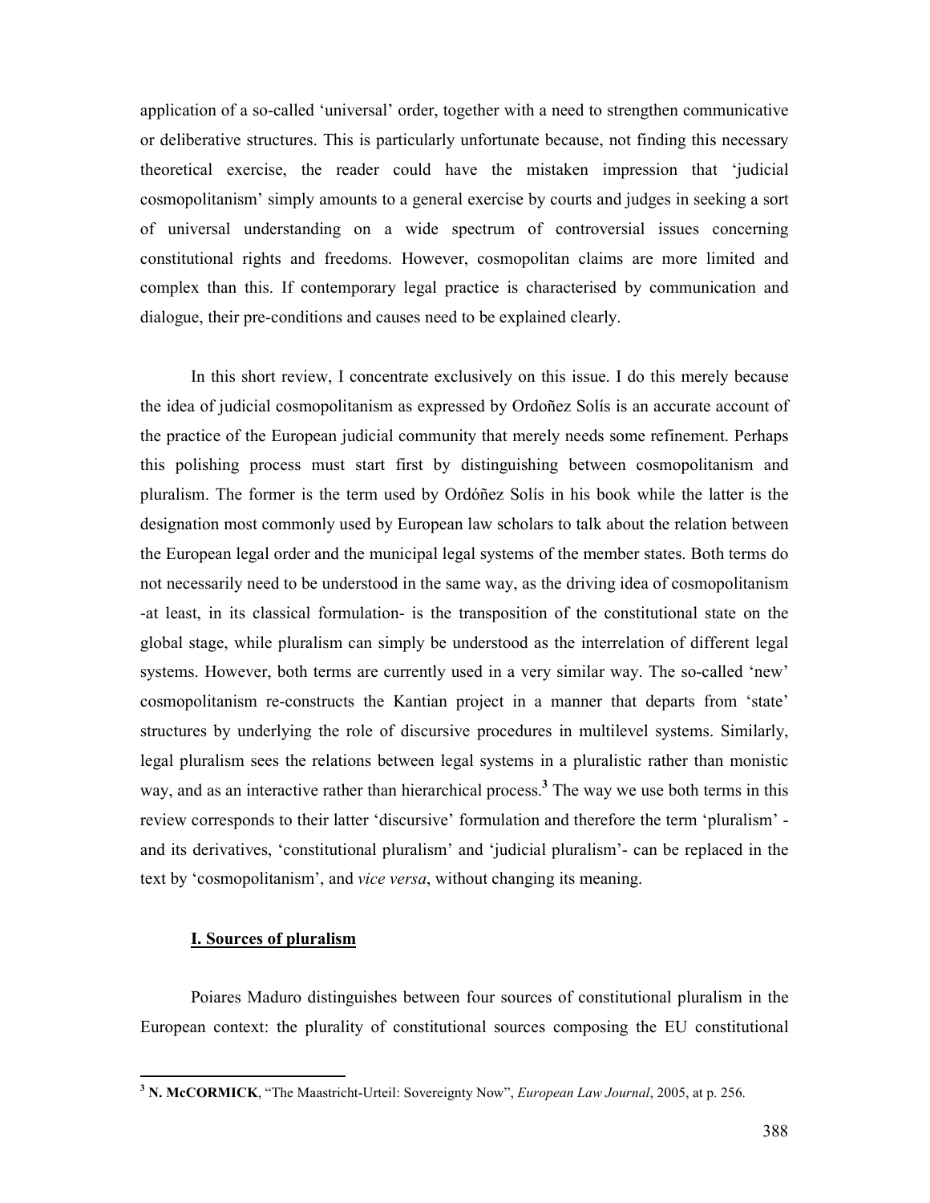application of a so-called 'universal' order, together with a need to strengthen communicative or deliberative structures. This is particularly unfortunate because, not finding this necessary theoretical exercise, the reader could have the mistaken impression that 'judicial cosmopolitanism' simply amounts to a general exercise by courts and judges in seeking a sort of universal understanding on a wide spectrum of controversial issues concerning constitutional rights and freedoms. However, cosmopolitan claims are more limited and complex than this. If contemporary legal practice is characterised by communication and dialogue, their pre-conditions and causes need to be explained clearly.

In this short review, I concentrate exclusively on this issue. I do this merely because the idea of judicial cosmopolitanism as expressed by Ordoñez Solís is an accurate account of the practice of the European judicial community that merely needs some refinement. Perhaps this polishing process must start first by distinguishing between cosmopolitanism and pluralism. The former is the term used by Ordóñez Solís in his book while the latter is the designation most commonly used by European law scholars to talk about the relation between the European legal order and the municipal legal systems of the member states. Both terms do not necessarily need to be understood in the same way, as the driving idea of cosmopolitanism -at least, in its classical formulation- is the transposition of the constitutional state on the global stage, while pluralism can simply be understood as the interrelation of different legal systems. However, both terms are currently used in a very similar way. The so-called 'new' cosmopolitanism re-constructs the Kantian project in a manner that departs from 'state' structures by underlying the role of discursive procedures in multilevel systems. Similarly, legal pluralism sees the relations between legal systems in a pluralistic rather than monistic way, and as an interactive rather than hierarchical process.[3] The way we use both terms in this review corresponds to their latter 'discursive' formulation and therefore the term 'pluralism' -and its derivatives, 'constitutional pluralism' and 'judicial pluralism'- can be replaced in the text by 'cosmopolitanism', and *vice versa*, without changing its meaning.

## I. Sources of pluralism

Poiares Maduro distinguishes between four sources of constitutional pluralism in the European context: the plurality of constitutional sources composing the EU constitutional

[3] **N. McCORMICK**, "The Maastricht-Urteil: Sovereignty Now", *European Law Journal*, 2005, at p. 256.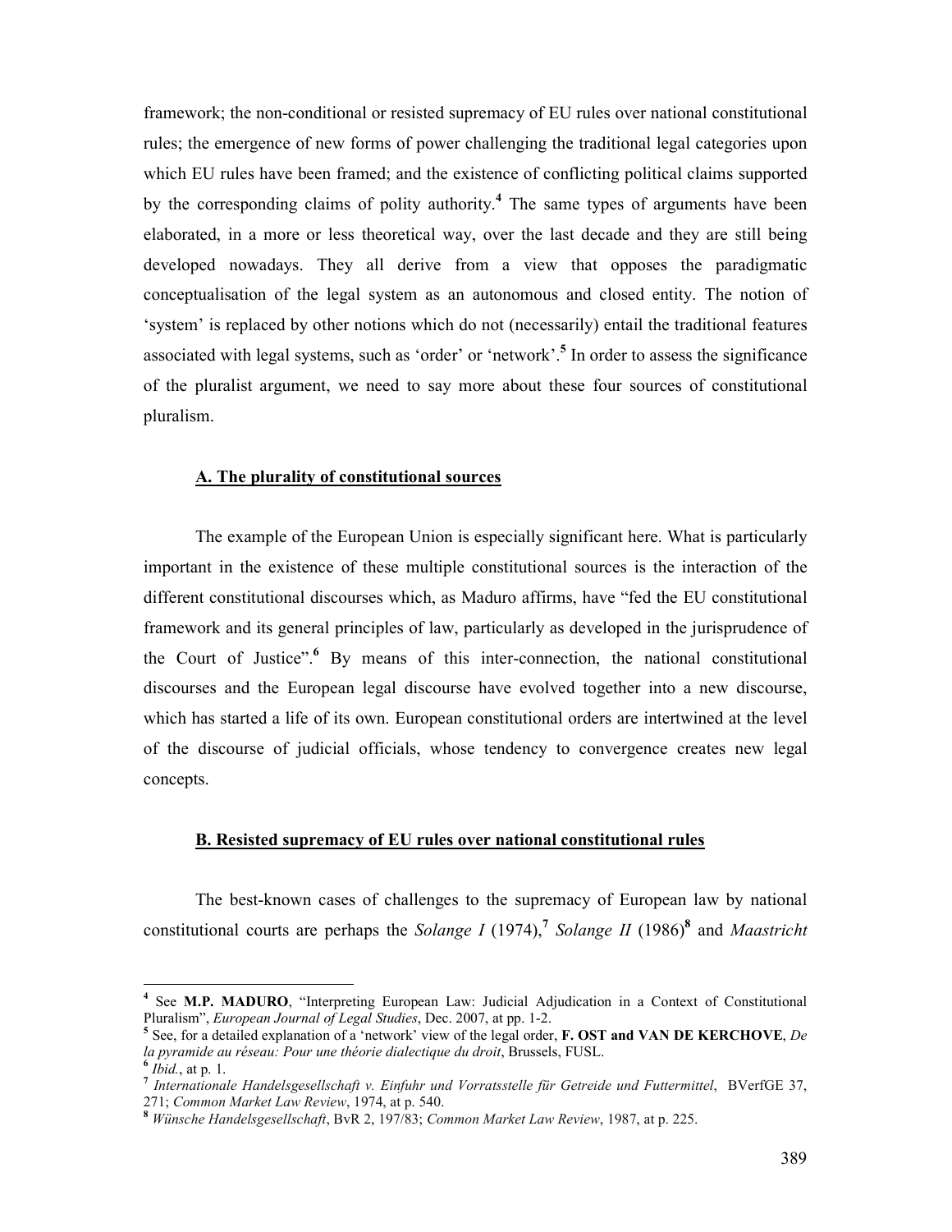framework; the non-conditional or resisted supremacy of EU rules over national constitutional rules; the emergence of new forms of power challenging the traditional legal categories upon which EU rules have been framed; and the existence of conflicting political claims supported by the corresponding claims of polity authority.[4] The same types of arguments have been elaborated, in a more or less theoretical way, over the last decade and they are still being developed nowadays. They all derive from a view that opposes the paradigmatic conceptualisation of the legal system as an autonomous and closed entity. The notion of 'system' is replaced by other notions which do not (necessarily) entail the traditional features associated with legal systems, such as 'order' or 'network'.[5] In order to assess the significance of the pluralist argument, we need to say more about these four sources of constitutional pluralism.

### A. The plurality of constitutional sources

The example of the European Union is especially significant here. What is particularly important in the existence of these multiple constitutional sources is the interaction of the different constitutional discourses which, as Maduro affirms, have "fed the EU constitutional framework and its general principles of law, particularly as developed in the jurisprudence of the Court of Justice".[6] By means of this inter-connection, the national constitutional discourses and the European legal discourse have evolved together into a new discourse, which has started a life of its own. European constitutional orders are intertwined at the level of the discourse of judicial officials, whose tendency to convergence creates new legal concepts.

### B. Resisted supremacy of EU rules over national constitutional rules

The best-known cases of challenges to the supremacy of European law by national constitutional courts are perhaps the *Solange I* (1974),[7] *Solange II* (1986)[8] and *Maastricht*

---

[4] See **M.P. MADURO**, "Interpreting European Law: Judicial Adjudication in a Context of Constitutional Pluralism", *European Journal of Legal Studies*, Dec. 2007, at pp. 1-2.

[5] See, for a detailed explanation of a 'network' view of the legal order, **F. OST and VAN DE KERCHOVE**, *De la pyramide au réseau: Pour une théorie dialectique du droit*, Brussels, FUSL.

[6] *Ibid.*, at p. 1.

[7] *Internationale Handelsgesellschaft v. Einfuhr und Vorratsstelle für Getreide und Futtermittel*, BVerfGE 37, 271; *Common Market Law Review*, 1974, at p. 540.

[8] *Wünsche Handelsgesellschaft*, BvR 2, 197/83; *Common Market Law Review*, 1987, at p. 225.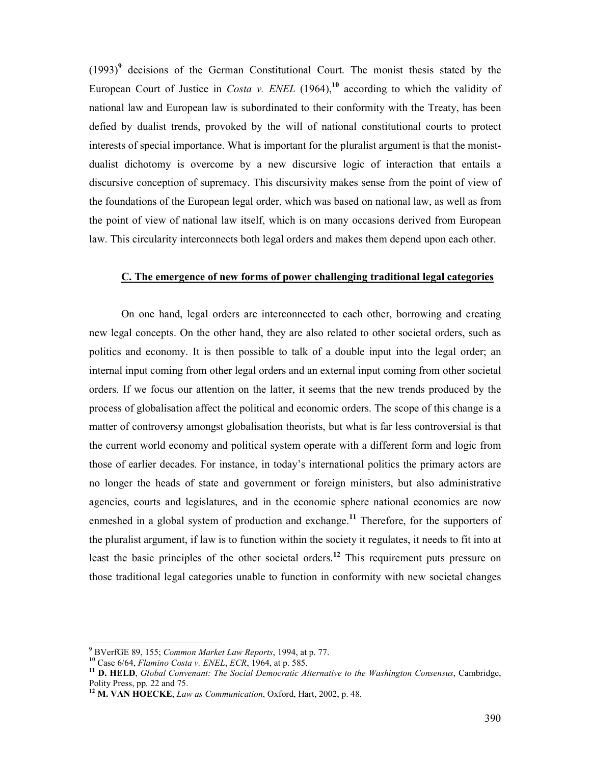(1993)[9] decisions of the German Constitutional Court. The monist thesis stated by the European Court of Justice in *Costa v. ENEL* (1964),[10] according to which the validity of national law and European law is subordinated to their conformity with the Treaty, has been defied by dualist trends, provoked by the will of national constitutional courts to protect interests of special importance. What is important for the pluralist argument is that the monist-dualist dichotomy is overcome by a new discursive logic of interaction that entails a discursive conception of supremacy. This discursivity makes sense from the point of view of the foundations of the European legal order, which was based on national law, as well as from the point of view of national law itself, which is on many occasions derived from European law. This circularity interconnects both legal orders and makes them depend upon each other.

### C. The emergence of new forms of power challenging traditional legal categories

On one hand, legal orders are interconnected to each other, borrowing and creating new legal concepts. On the other hand, they are also related to other societal orders, such as politics and economy. It is then possible to talk of a double input into the legal order; an internal input coming from other legal orders and an external input coming from other societal orders. If we focus our attention on the latter, it seems that the new trends produced by the process of globalisation affect the political and economic orders. The scope of this change is a matter of controversy amongst globalisation theorists, but what is far less controversial is that the current world economy and political system operate with a different form and logic from those of earlier decades. For instance, in today's international politics the primary actors are no longer the heads of state and government or foreign ministers, but also administrative agencies, courts and legislatures, and in the economic sphere national economies are now enmeshed in a global system of production and exchange.[11] Therefore, for the supporters of the pluralist argument, if law is to function within the society it regulates, it needs to fit into at least the basic principles of the other societal orders.[12] This requirement puts pressure on those traditional legal categories unable to function in conformity with new societal changes

---

[9] BVerfGE 89, 155; *Common Market Law Reports*, 1994, at p. 77.

[10] Case 6/64, *Flamino Costa v. ENEL*, *ECR*, 1964, at p. 585.

[11] **D. HELD**, *Global Convenant: The Social Democratic Alternative to the Washington Consensus*, Cambridge, Polity Press, pp. 22 and 75.

[12] **M. VAN HOECKE**, *Law as Communication*, Oxford, Hart, 2002, p. 48.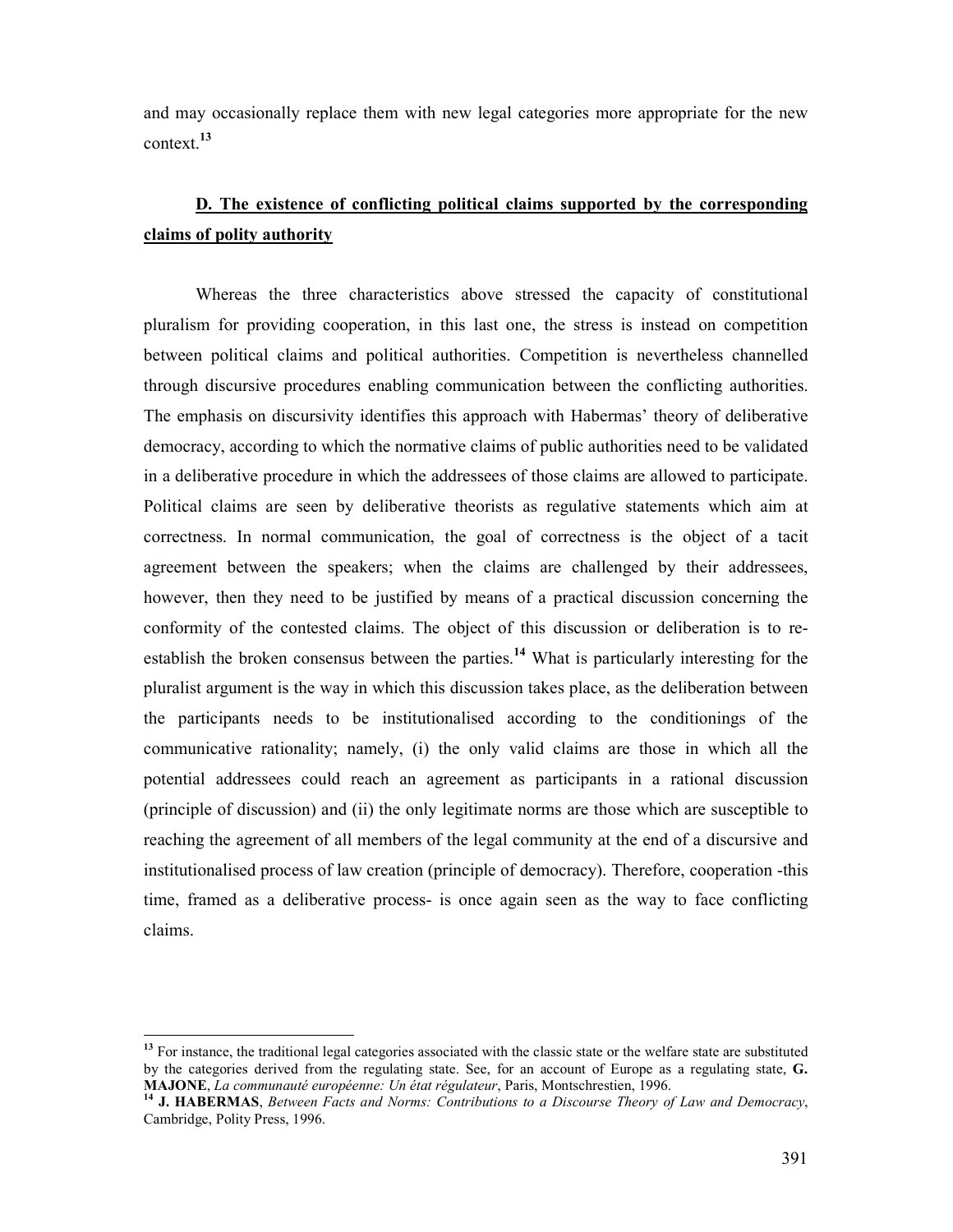and may occasionally replace them with new legal categories more appropriate for the new context.[13]

## D. The existence of conflicting political claims supported by the corresponding claims of polity authority

Whereas the three characteristics above stressed the capacity of constitutional pluralism for providing cooperation, in this last one, the stress is instead on competition between political claims and political authorities. Competition is nevertheless channelled through discursive procedures enabling communication between the conflicting authorities. The emphasis on discursivity identifies this approach with Habermas' theory of deliberative democracy, according to which the normative claims of public authorities need to be validated in a deliberative procedure in which the addressees of those claims are allowed to participate. Political claims are seen by deliberative theorists as regulative statements which aim at correctness. In normal communication, the goal of correctness is the object of a tacit agreement between the speakers; when the claims are challenged by their addressees, however, then they need to be justified by means of a practical discussion concerning the conformity of the contested claims. The object of this discussion or deliberation is to re-establish the broken consensus between the parties.[14] What is particularly interesting for the pluralist argument is the way in which this discussion takes place, as the deliberation between the participants needs to be institutionalised according to the conditionings of the communicative rationality; namely, (i) the only valid claims are those in which all the potential addressees could reach an agreement as participants in a rational discussion (principle of discussion) and (ii) the only legitimate norms are those which are susceptible to reaching the agreement of all members of the legal community at the end of a discursive and institutionalised process of law creation (principle of democracy). Therefore, cooperation -this time, framed as a deliberative process- is once again seen as the way to face conflicting claims.

---

[13] For instance, the traditional legal categories associated with the classic state or the welfare state are substituted by the categories derived from the regulating state. See, for an account of Europe as a regulating state, **G. MAJONE**, *La communauté européenne: Un état régulateur*, Paris, Montschrestien, 1996.

[14] **J. HABERMAS**, *Between Facts and Norms: Contributions to a Discourse Theory of Law and Democracy*, Cambridge, Polity Press, 1996.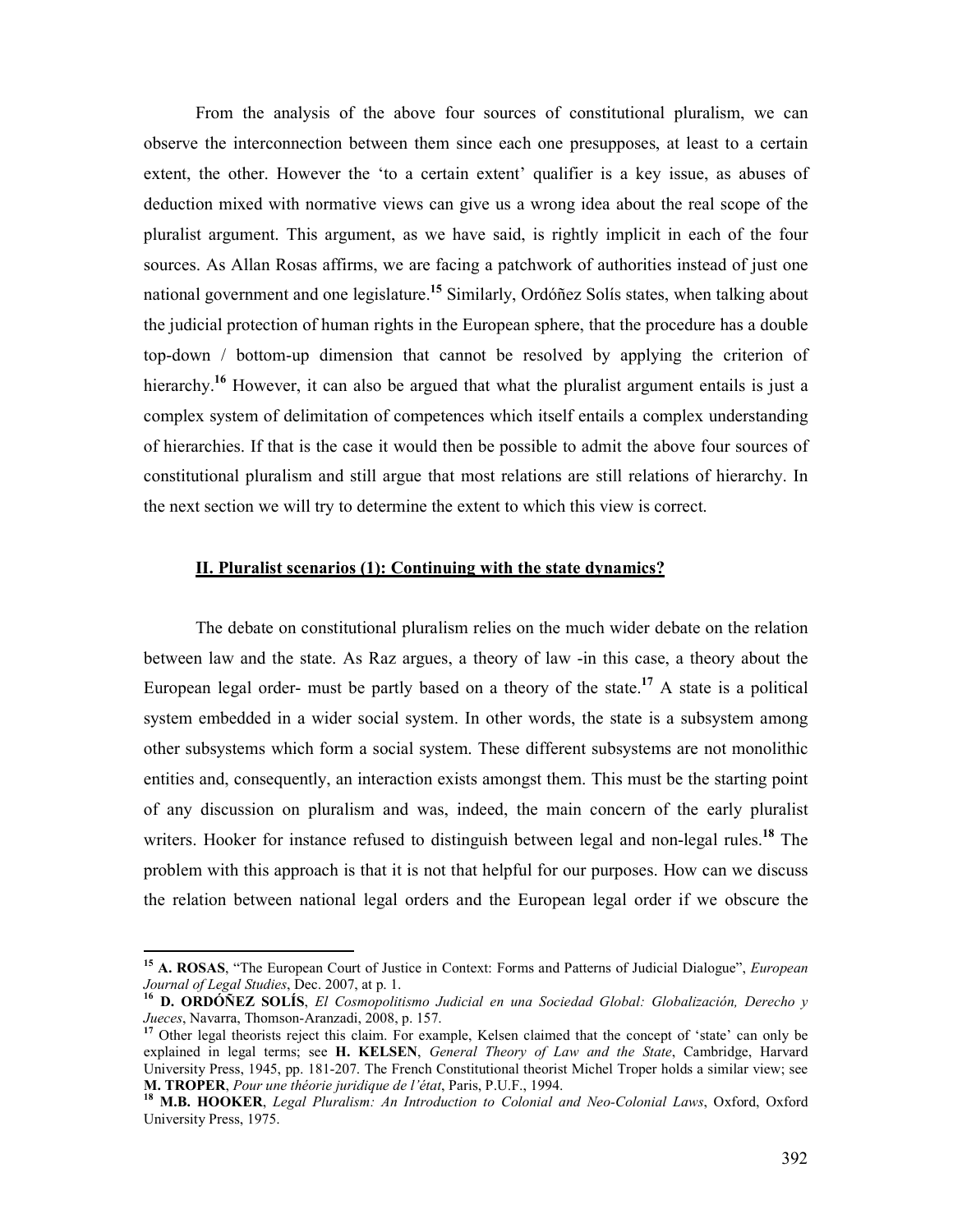From the analysis of the above four sources of constitutional pluralism, we can observe the interconnection between them since each one presupposes, at least to a certain extent, the other. However the 'to a certain extent' qualifier is a key issue, as abuses of deduction mixed with normative views can give us a wrong idea about the real scope of the pluralist argument. This argument, as we have said, is rightly implicit in each of the four sources. As Allan Rosas affirms, we are facing a patchwork of authorities instead of just one national government and one legislature.[15] Similarly, Ordóñez Solís states, when talking about the judicial protection of human rights in the European sphere, that the procedure has a double top-down / bottom-up dimension that cannot be resolved by applying the criterion of hierarchy.[16] However, it can also be argued that what the pluralist argument entails is just a complex system of delimitation of competences which itself entails a complex understanding of hierarchies. If that is the case it would then be possible to admit the above four sources of constitutional pluralism and still argue that most relations are still relations of hierarchy. In the next section we will try to determine the extent to which this view is correct.

## II. Pluralist scenarios (1): Continuing with the state dynamics?

The debate on constitutional pluralism relies on the much wider debate on the relation between law and the state. As Raz argues, a theory of law -in this case, a theory about the European legal order- must be partly based on a theory of the state.[17] A state is a political system embedded in a wider social system. In other words, the state is a subsystem among other subsystems which form a social system. These different subsystems are not monolithic entities and, consequently, an interaction exists amongst them. This must be the starting point of any discussion on pluralism and was, indeed, the main concern of the early pluralist writers. Hooker for instance refused to distinguish between legal and non-legal rules.[18] The problem with this approach is that it is not that helpful for our purposes. How can we discuss the relation between national legal orders and the European legal order if we obscure the

---

[15] **A. ROSAS**, "The European Court of Justice in Context: Forms and Patterns of Judicial Dialogue", *European Journal of Legal Studies*, Dec. 2007, at p. 1.

[16] **D. ORDÓÑEZ SOLÍS**, *El Cosmopolitismo Judicial en una Sociedad Global: Globalización, Derecho y Jueces*, Navarra, Thomson-Aranzadi, 2008, p. 157.

[17] Other legal theorists reject this claim. For example, Kelsen claimed that the concept of 'state' can only be explained in legal terms; see **H. KELSEN**, *General Theory of Law and the State*, Cambridge, Harvard University Press, 1945, pp. 181-207. The French Constitutional theorist Michel Troper holds a similar view; see **M. TROPER**, *Pour une théorie juridique de l'état*, Paris, P.U.F., 1994.

[18] **M.B. HOOKER**, *Legal Pluralism: An Introduction to Colonial and Neo-Colonial Laws*, Oxford, Oxford University Press, 1975.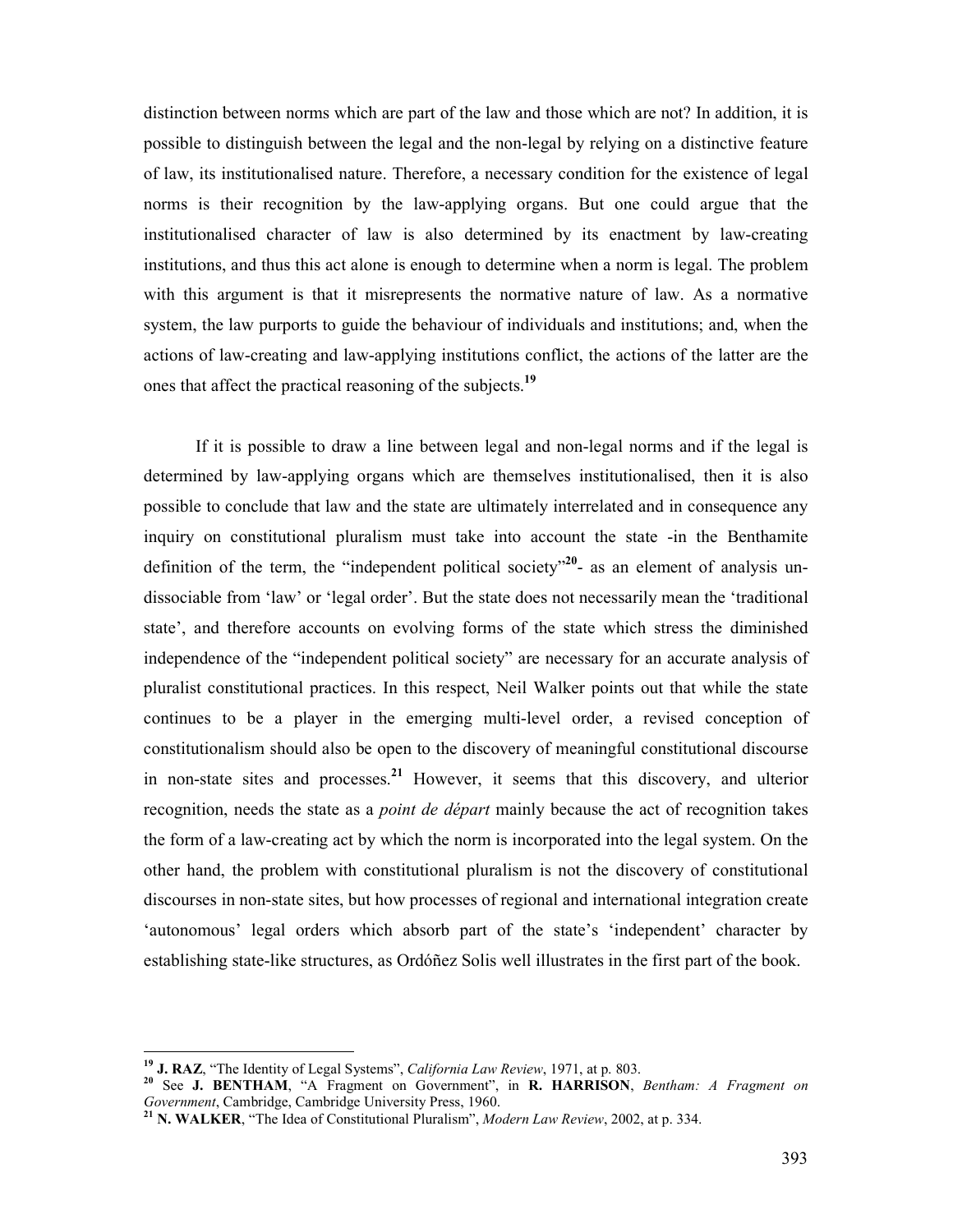distinction between norms which are part of the law and those which are not? In addition, it is possible to distinguish between the legal and the non-legal by relying on a distinctive feature of law, its institutionalised nature. Therefore, a necessary condition for the existence of legal norms is their recognition by the law-applying organs. But one could argue that the institutionalised character of law is also determined by its enactment by law-creating institutions, and thus this act alone is enough to determine when a norm is legal. The problem with this argument is that it misrepresents the normative nature of law. As a normative system, the law purports to guide the behaviour of individuals and institutions; and, when the actions of law-creating and law-applying institutions conflict, the actions of the latter are the ones that affect the practical reasoning of the subjects.[19]

If it is possible to draw a line between legal and non-legal norms and if the legal is determined by law-applying organs which are themselves institutionalised, then it is also possible to conclude that law and the state are ultimately interrelated and in consequence any inquiry on constitutional pluralism must take into account the state -in the Benthamite definition of the term, the "independent political society"[20]- as an element of analysis un-dissociable from 'law' or 'legal order'. But the state does not necessarily mean the 'traditional state', and therefore accounts on evolving forms of the state which stress the diminished independence of the "independent political society" are necessary for an accurate analysis of pluralist constitutional practices. In this respect, Neil Walker points out that while the state continues to be a player in the emerging multi-level order, a revised conception of constitutionalism should also be open to the discovery of meaningful constitutional discourse in non-state sites and processes.[21] However, it seems that this discovery, and ulterior recognition, needs the state as a *point de départ* mainly because the act of recognition takes the form of a law-creating act by which the norm is incorporated into the legal system. On the other hand, the problem with constitutional pluralism is not the discovery of constitutional discourses in non-state sites, but how processes of regional and international integration create 'autonomous' legal orders which absorb part of the state's 'independent' character by establishing state-like structures, as Ordóñez Solis well illustrates in the first part of the book.

---

[19] **J. RAZ**, "The Identity of Legal Systems", *California Law Review*, 1971, at p. 803.

[20] See **J. BENTHAM**, "A Fragment on Government", in **R. HARRISON**, *Bentham: A Fragment on Government*, Cambridge, Cambridge University Press, 1960.

[21] **N. WALKER**, "The Idea of Constitutional Pluralism", *Modern Law Review*, 2002, at p. 334.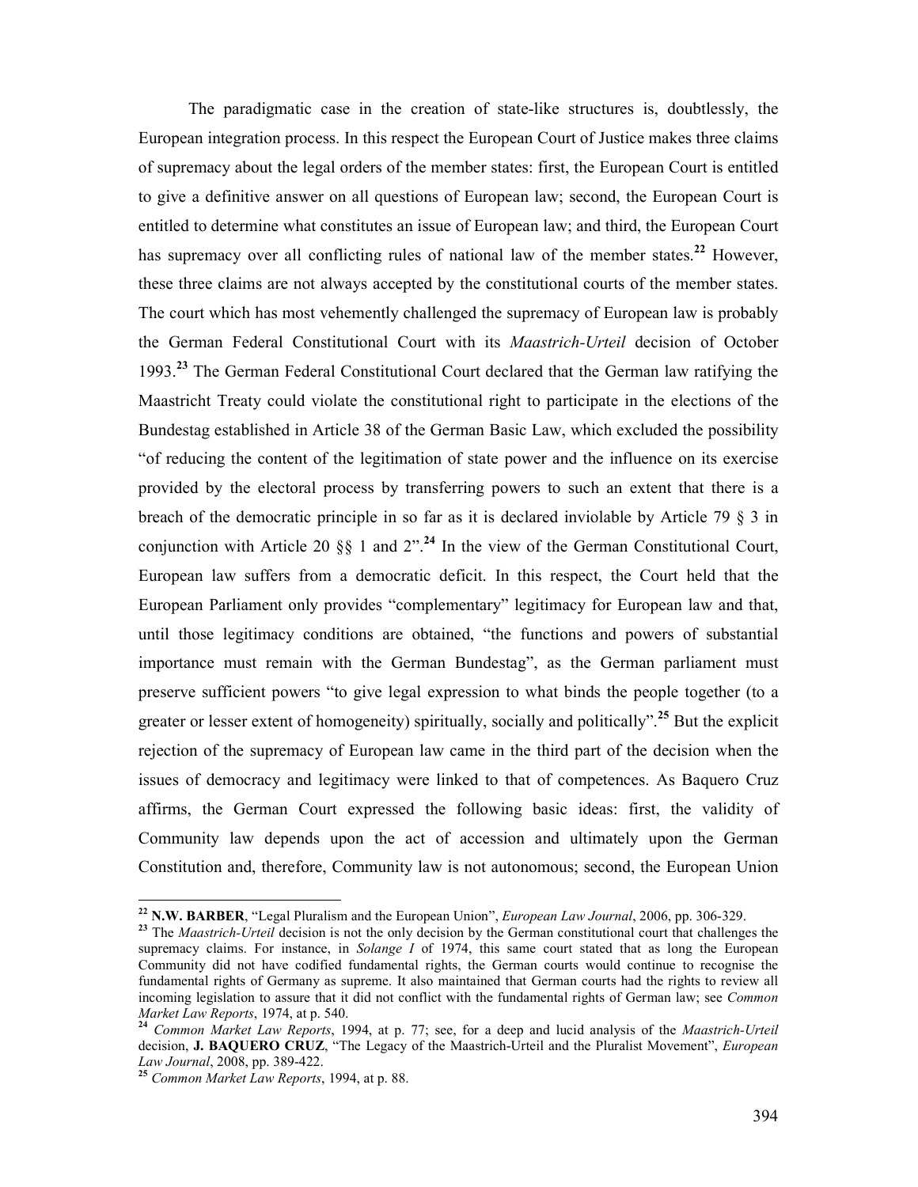The paradigmatic case in the creation of state-like structures is, doubtlessly, the European integration process. In this respect the European Court of Justice makes three claims of supremacy about the legal orders of the member states: first, the European Court is entitled to give a definitive answer on all questions of European law; second, the European Court is entitled to determine what constitutes an issue of European law; and third, the European Court has supremacy over all conflicting rules of national law of the member states.[22] However, these three claims are not always accepted by the constitutional courts of the member states. The court which has most vehemently challenged the supremacy of European law is probably the German Federal Constitutional Court with its *Maastrich-Urteil* decision of October 1993.[23] The German Federal Constitutional Court declared that the German law ratifying the Maastricht Treaty could violate the constitutional right to participate in the elections of the Bundestag established in Article 38 of the German Basic Law, which excluded the possibility "of reducing the content of the legitimation of state power and the influence on its exercise provided by the electoral process by transferring powers to such an extent that there is a breach of the democratic principle in so far as it is declared inviolable by Article 79 § 3 in conjunction with Article 20 §§ 1 and 2".[24] In the view of the German Constitutional Court, European law suffers from a democratic deficit. In this respect, the Court held that the European Parliament only provides "complementary" legitimacy for European law and that, until those legitimacy conditions are obtained, "the functions and powers of substantial importance must remain with the German Bundestag", as the German parliament must preserve sufficient powers "to give legal expression to what binds the people together (to a greater or lesser extent of homogeneity) spiritually, socially and politically".[25] But the explicit rejection of the supremacy of European law came in the third part of the decision when the issues of democracy and legitimacy were linked to that of competences. As Baquero Cruz affirms, the German Court expressed the following basic ideas: first, the validity of Community law depends upon the act of accession and ultimately upon the German Constitution and, therefore, Community law is not autonomous; second, the European Union

---

[22] **N.W. BARBER**, "Legal Pluralism and the European Union", *European Law Journal*, 2006, pp. 306-329.

[23] The *Maastrich-Urteil* decision is not the only decision by the German constitutional court that challenges the supremacy claims. For instance, in *Solange I* of 1974, this same court stated that as long the European Community did not have codified fundamental rights, the German courts would continue to recognise the fundamental rights of Germany as supreme. It also maintained that German courts had the rights to review all incoming legislation to assure that it did not conflict with the fundamental rights of German law; see *Common Market Law Reports*, 1974, at p. 540.

[24] *Common Market Law Reports*, 1994, at p. 77; see, for a deep and lucid analysis of the *Maastrich-Urteil* decision, **J. BAQUERO CRUZ**, "The Legacy of the Maastrich-Urteil and the Pluralist Movement", *European Law Journal*, 2008, pp. 389-422.

[25] *Common Market Law Reports*, 1994, at p. 88.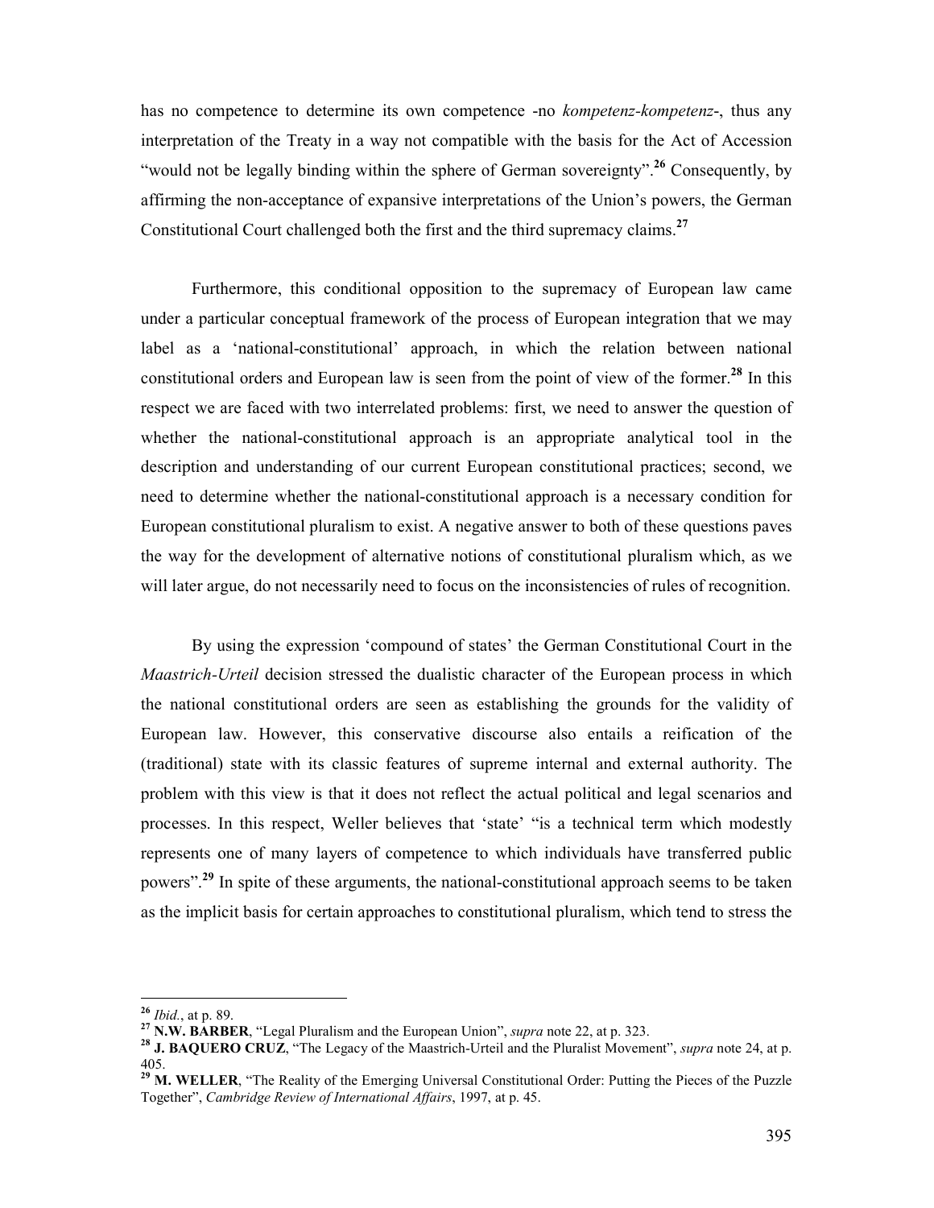has no competence to determine its own competence -no *kompetenz-kompetenz*-, thus any interpretation of the Treaty in a way not compatible with the basis for the Act of Accession "would not be legally binding within the sphere of German sovereignty".[26] Consequently, by affirming the non-acceptance of expansive interpretations of the Union's powers, the German Constitutional Court challenged both the first and the third supremacy claims.[27]

Furthermore, this conditional opposition to the supremacy of European law came under a particular conceptual framework of the process of European integration that we may label as a 'national-constitutional' approach, in which the relation between national constitutional orders and European law is seen from the point of view of the former.[28] In this respect we are faced with two interrelated problems: first, we need to answer the question of whether the national-constitutional approach is an appropriate analytical tool in the description and understanding of our current European constitutional practices; second, we need to determine whether the national-constitutional approach is a necessary condition for European constitutional pluralism to exist. A negative answer to both of these questions paves the way for the development of alternative notions of constitutional pluralism which, as we will later argue, do not necessarily need to focus on the inconsistencies of rules of recognition.

By using the expression 'compound of states' the German Constitutional Court in the *Maastrich-Urteil* decision stressed the dualistic character of the European process in which the national constitutional orders are seen as establishing the grounds for the validity of European law. However, this conservative discourse also entails a reification of the (traditional) state with its classic features of supreme internal and external authority. The problem with this view is that it does not reflect the actual political and legal scenarios and processes. In this respect, Weller believes that 'state' "is a technical term which modestly represents one of many layers of competence to which individuals have transferred public powers".[29] In spite of these arguments, the national-constitutional approach seems to be taken as the implicit basis for certain approaches to constitutional pluralism, which tend to stress the

---

[26] *Ibid.*, at p. 89.

[27] **N.W. BARBER**, "Legal Pluralism and the European Union", *supra* note 22, at p. 323.

[28] **J. BAQUERO CRUZ**, "The Legacy of the Maastrich-Urteil and the Pluralist Movement", *supra* note 24, at p. 405.

[29] **M. WELLER**, "The Reality of the Emerging Universal Constitutional Order: Putting the Pieces of the Puzzle Together", *Cambridge Review of International Affairs*, 1997, at p. 45.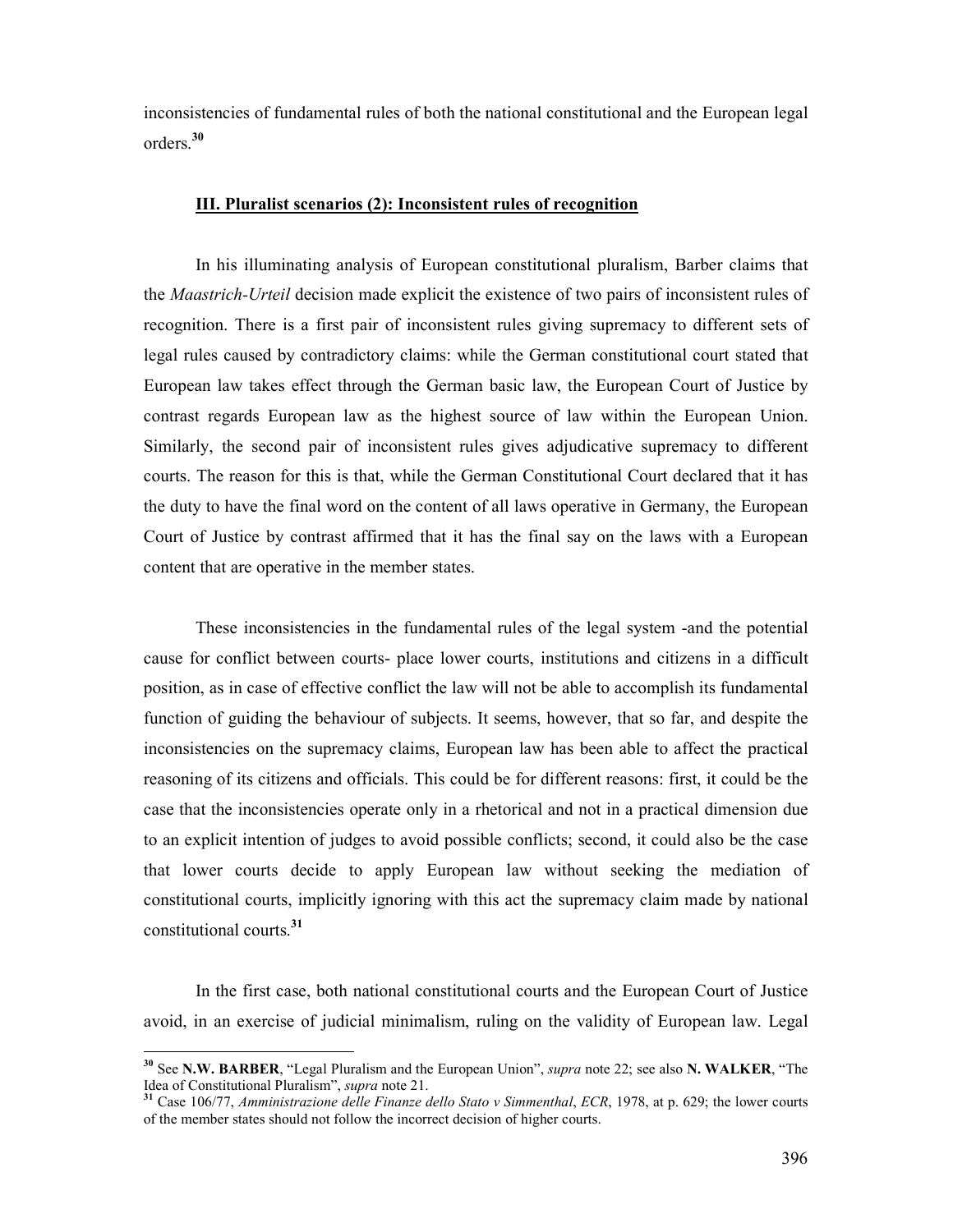inconsistencies of fundamental rules of both the national constitutional and the European legal orders.[30]

### III. Pluralist scenarios (2): Inconsistent rules of recognition

In his illuminating analysis of European constitutional pluralism, Barber claims that the *Maastrich-Urteil* decision made explicit the existence of two pairs of inconsistent rules of recognition. There is a first pair of inconsistent rules giving supremacy to different sets of legal rules caused by contradictory claims: while the German constitutional court stated that European law takes effect through the German basic law, the European Court of Justice by contrast regards European law as the highest source of law within the European Union. Similarly, the second pair of inconsistent rules gives adjudicative supremacy to different courts. The reason for this is that, while the German Constitutional Court declared that it has the duty to have the final word on the content of all laws operative in Germany, the European Court of Justice by contrast affirmed that it has the final say on the laws with a European content that are operative in the member states.

These inconsistencies in the fundamental rules of the legal system -and the potential cause for conflict between courts- place lower courts, institutions and citizens in a difficult position, as in case of effective conflict the law will not be able to accomplish its fundamental function of guiding the behaviour of subjects. It seems, however, that so far, and despite the inconsistencies on the supremacy claims, European law has been able to affect the practical reasoning of its citizens and officials. This could be for different reasons: first, it could be the case that the inconsistencies operate only in a rhetorical and not in a practical dimension due to an explicit intention of judges to avoid possible conflicts; second, it could also be the case that lower courts decide to apply European law without seeking the mediation of constitutional courts, implicitly ignoring with this act the supremacy claim made by national constitutional courts.[31]

In the first case, both national constitutional courts and the European Court of Justice avoid, in an exercise of judicial minimalism, ruling on the validity of European law. Legal

---

[30] See **N.W. BARBER**, "Legal Pluralism and the European Union", *supra* note 22; see also **N. WALKER**, "The Idea of Constitutional Pluralism", *supra* note 21.

[31] Case 106/77, *Amministrazione delle Finanze dello Stato v Simmenthal*, *ECR*, 1978, at p. 629; the lower courts of the member states should not follow the incorrect decision of higher courts.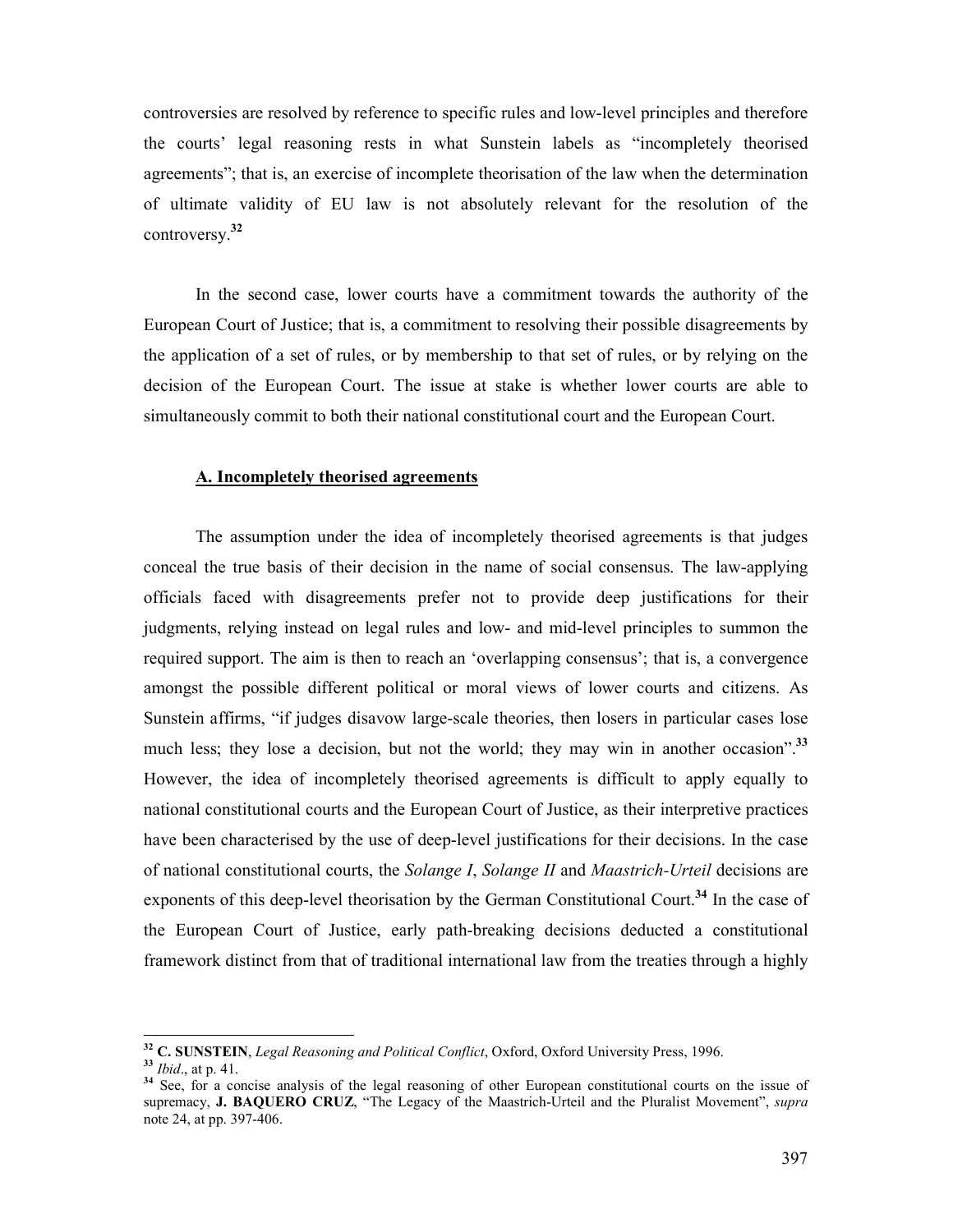controversies are resolved by reference to specific rules and low-level principles and therefore the courts' legal reasoning rests in what Sunstein labels as "incompletely theorised agreements"; that is, an exercise of incomplete theorisation of the law when the determination of ultimate validity of EU law is not absolutely relevant for the resolution of the controversy.[32]

In the second case, lower courts have a commitment towards the authority of the European Court of Justice; that is, a commitment to resolving their possible disagreements by the application of a set of rules, or by membership to that set of rules, or by relying on the decision of the European Court. The issue at stake is whether lower courts are able to simultaneously commit to both their national constitutional court and the European Court.

### A. Incompletely theorised agreements

The assumption under the idea of incompletely theorised agreements is that judges conceal the true basis of their decision in the name of social consensus. The law-applying officials faced with disagreements prefer not to provide deep justifications for their judgments, relying instead on legal rules and low- and mid-level principles to summon the required support. The aim is then to reach an 'overlapping consensus'; that is, a convergence amongst the possible different political or moral views of lower courts and citizens. As Sunstein affirms, "if judges disavow large-scale theories, then losers in particular cases lose much less; they lose a decision, but not the world; they may win in another occasion".[33] However, the idea of incompletely theorised agreements is difficult to apply equally to national constitutional courts and the European Court of Justice, as their interpretive practices have been characterised by the use of deep-level justifications for their decisions. In the case of national constitutional courts, the *Solange I*, *Solange II* and *Maastrich-Urteil* decisions are exponents of this deep-level theorisation by the German Constitutional Court.[34] In the case of the European Court of Justice, early path-breaking decisions deducted a constitutional framework distinct from that of traditional international law from the treaties through a highly

---

[32] **C. SUNSTEIN**, *Legal Reasoning and Political Conflict*, Oxford, Oxford University Press, 1996.

[33] *Ibid*., at p. 41.

[34] See, for a concise analysis of the legal reasoning of other European constitutional courts on the issue of supremacy, **J. BAQUERO CRUZ**, "The Legacy of the Maastrich-Urteil and the Pluralist Movement", *supra* note 24, at pp. 397-406.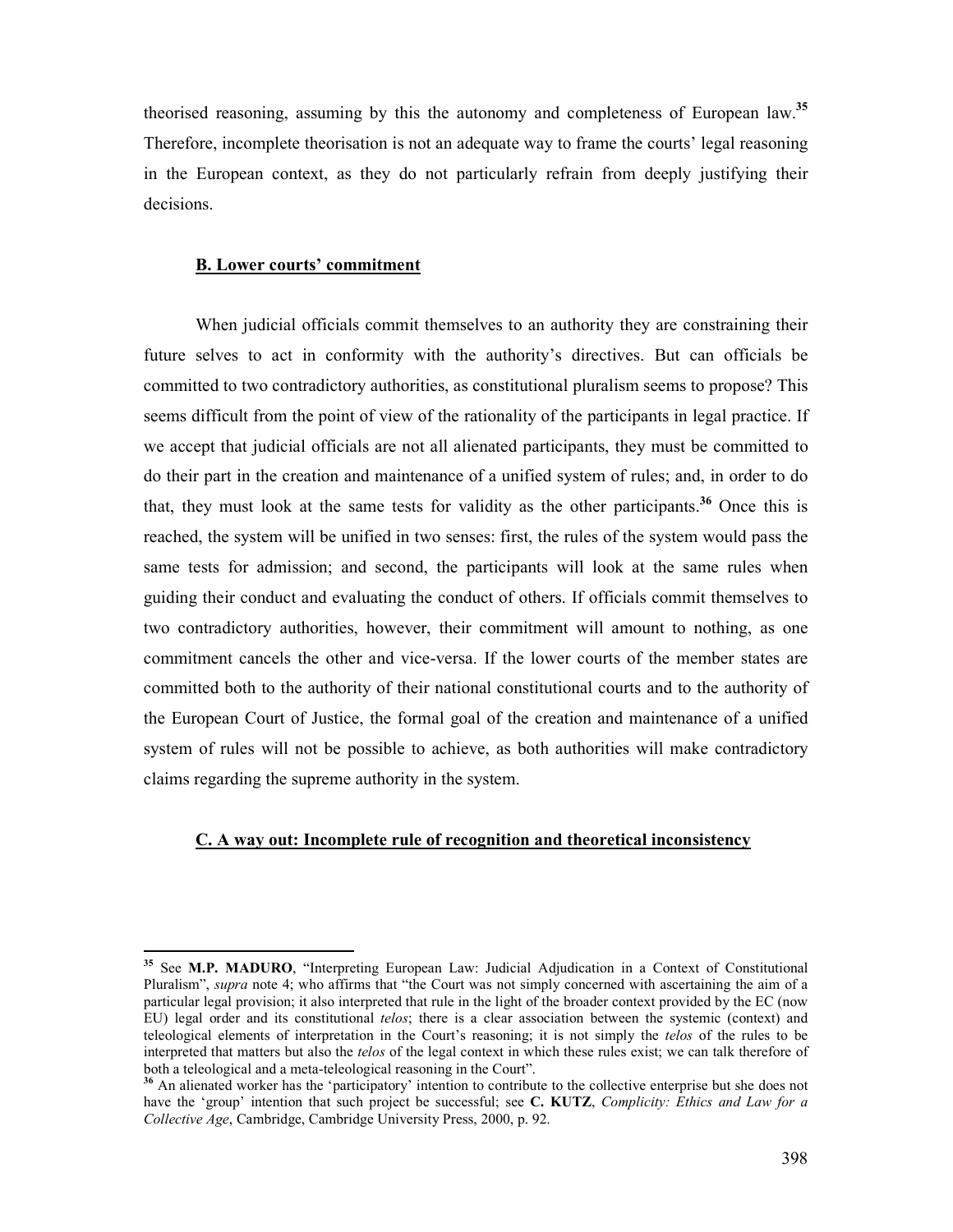theorised reasoning, assuming by this the autonomy and completeness of European law.[35] Therefore, incomplete theorisation is not an adequate way to frame the courts' legal reasoning in the European context, as they do not particularly refrain from deeply justifying their decisions.

### B. Lower courts' commitment

When judicial officials commit themselves to an authority they are constraining their future selves to act in conformity with the authority's directives. But can officials be committed to two contradictory authorities, as constitutional pluralism seems to propose? This seems difficult from the point of view of the rationality of the participants in legal practice. If we accept that judicial officials are not all alienated participants, they must be committed to do their part in the creation and maintenance of a unified system of rules; and, in order to do that, they must look at the same tests for validity as the other participants.[36] Once this is reached, the system will be unified in two senses: first, the rules of the system would pass the same tests for admission; and second, the participants will look at the same rules when guiding their conduct and evaluating the conduct of others. If officials commit themselves to two contradictory authorities, however, their commitment will amount to nothing, as one commitment cancels the other and vice-versa. If the lower courts of the member states are committed both to the authority of their national constitutional courts and to the authority of the European Court of Justice, the formal goal of the creation and maintenance of a unified system of rules will not be possible to achieve, as both authorities will make contradictory claims regarding the supreme authority in the system.

### C. A way out: Incomplete rule of recognition and theoretical inconsistency

---

[35] See **M.P. MADURO**, "Interpreting European Law: Judicial Adjudication in a Context of Constitutional Pluralism", *supra* note 4; who affirms that "the Court was not simply concerned with ascertaining the aim of a particular legal provision; it also interpreted that rule in the light of the broader context provided by the EC (now EU) legal order and its constitutional *telos*; there is a clear association between the systemic (context) and teleological elements of interpretation in the Court's reasoning; it is not simply the *telos* of the rules to be interpreted that matters but also the *telos* of the legal context in which these rules exist; we can talk therefore of both a teleological and a meta-teleological reasoning in the Court".

[36] An alienated worker has the 'participatory' intention to contribute to the collective enterprise but she does not have the 'group' intention that such project be successful; see **C. KUTZ**, *Complicity: Ethics and Law for a Collective Age*, Cambridge, Cambridge University Press, 2000, p. 92.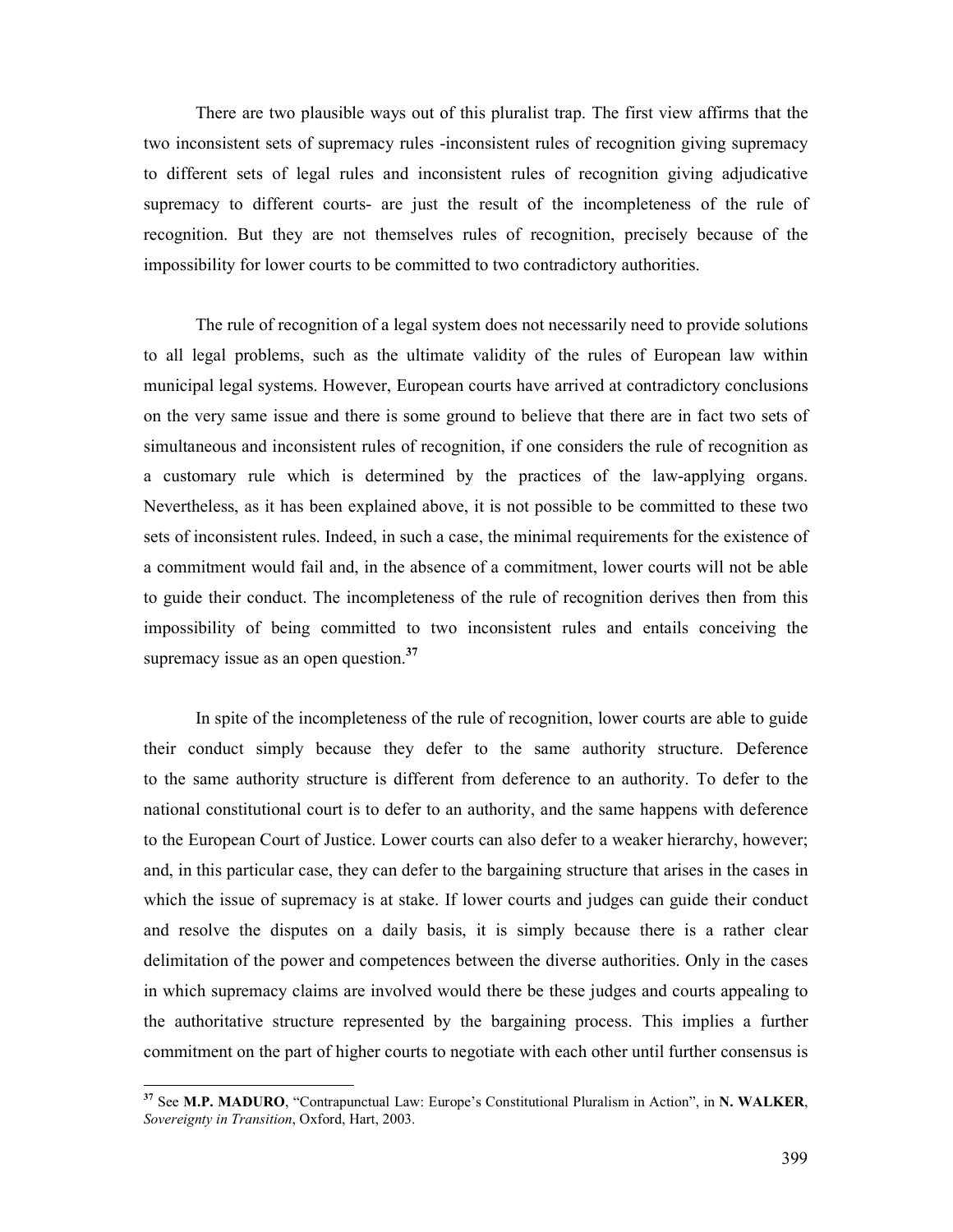There are two plausible ways out of this pluralist trap. The first view affirms that the two inconsistent sets of supremacy rules -inconsistent rules of recognition giving supremacy to different sets of legal rules and inconsistent rules of recognition giving adjudicative supremacy to different courts- are just the result of the incompleteness of the rule of recognition. But they are not themselves rules of recognition, precisely because of the impossibility for lower courts to be committed to two contradictory authorities.

The rule of recognition of a legal system does not necessarily need to provide solutions to all legal problems, such as the ultimate validity of the rules of European law within municipal legal systems. However, European courts have arrived at contradictory conclusions on the very same issue and there is some ground to believe that there are in fact two sets of simultaneous and inconsistent rules of recognition, if one considers the rule of recognition as a customary rule which is determined by the practices of the law-applying organs. Nevertheless, as it has been explained above, it is not possible to be committed to these two sets of inconsistent rules. Indeed, in such a case, the minimal requirements for the existence of a commitment would fail and, in the absence of a commitment, lower courts will not be able to guide their conduct. The incompleteness of the rule of recognition derives then from this impossibility of being committed to two inconsistent rules and entails conceiving the supremacy issue as an open question.[37]

In spite of the incompleteness of the rule of recognition, lower courts are able to guide their conduct simply because they defer to the same authority structure. Deference to the same authority structure is different from deference to an authority. To defer to the national constitutional court is to defer to an authority, and the same happens with deference to the European Court of Justice. Lower courts can also defer to a weaker hierarchy, however; and, in this particular case, they can defer to the bargaining structure that arises in the cases in which the issue of supremacy is at stake. If lower courts and judges can guide their conduct and resolve the disputes on a daily basis, it is simply because there is a rather clear delimitation of the power and competences between the diverse authorities. Only in the cases in which supremacy claims are involved would there be these judges and courts appealing to the authoritative structure represented by the bargaining process. This implies a further commitment on the part of higher courts to negotiate with each other until further consensus is

[37] See **M.P. MADURO**, "Contrapunctual Law: Europe's Constitutional Pluralism in Action", in **N. WALKER**, *Sovereignty in Transition*, Oxford, Hart, 2003.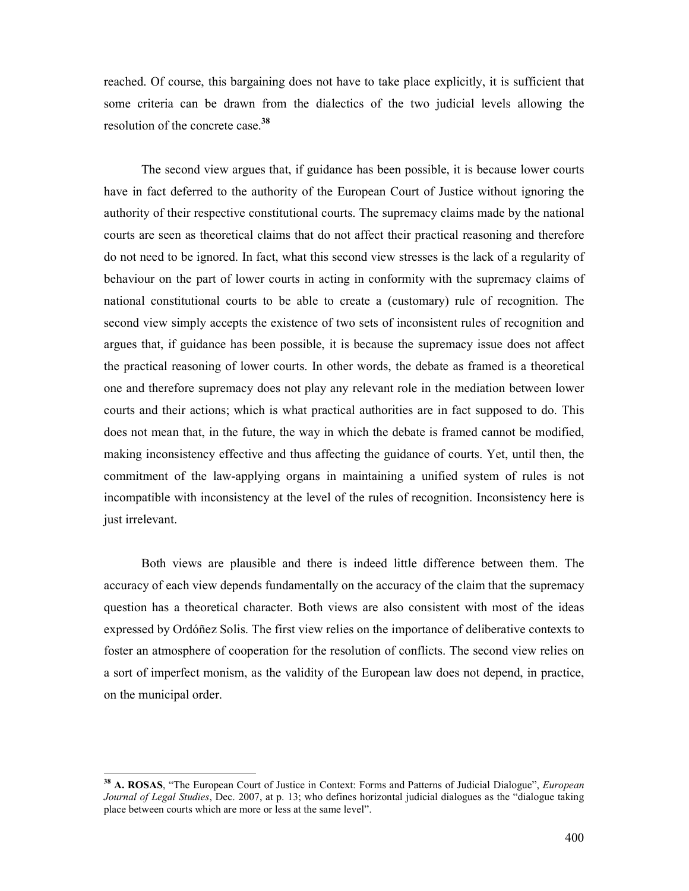reached. Of course, this bargaining does not have to take place explicitly, it is sufficient that some criteria can be drawn from the dialectics of the two judicial levels allowing the resolution of the concrete case.[38]

The second view argues that, if guidance has been possible, it is because lower courts have in fact deferred to the authority of the European Court of Justice without ignoring the authority of their respective constitutional courts. The supremacy claims made by the national courts are seen as theoretical claims that do not affect their practical reasoning and therefore do not need to be ignored. In fact, what this second view stresses is the lack of a regularity of behaviour on the part of lower courts in acting in conformity with the supremacy claims of national constitutional courts to be able to create a (customary) rule of recognition. The second view simply accepts the existence of two sets of inconsistent rules of recognition and argues that, if guidance has been possible, it is because the supremacy issue does not affect the practical reasoning of lower courts. In other words, the debate as framed is a theoretical one and therefore supremacy does not play any relevant role in the mediation between lower courts and their actions; which is what practical authorities are in fact supposed to do. This does not mean that, in the future, the way in which the debate is framed cannot be modified, making inconsistency effective and thus affecting the guidance of courts. Yet, until then, the commitment of the law-applying organs in maintaining a unified system of rules is not incompatible with inconsistency at the level of the rules of recognition. Inconsistency here is just irrelevant.

Both views are plausible and there is indeed little difference between them. The accuracy of each view depends fundamentally on the accuracy of the claim that the supremacy question has a theoretical character. Both views are also consistent with most of the ideas expressed by Ordóñez Solis. The first view relies on the importance of deliberative contexts to foster an atmosphere of cooperation for the resolution of conflicts. The second view relies on a sort of imperfect monism, as the validity of the European law does not depend, in practice, on the municipal order.

---

[38] **A. ROSAS**, "The European Court of Justice in Context: Forms and Patterns of Judicial Dialogue", *European Journal of Legal Studies*, Dec. 2007, at p. 13; who defines horizontal judicial dialogues as the "dialogue taking place between courts which are more or less at the same level".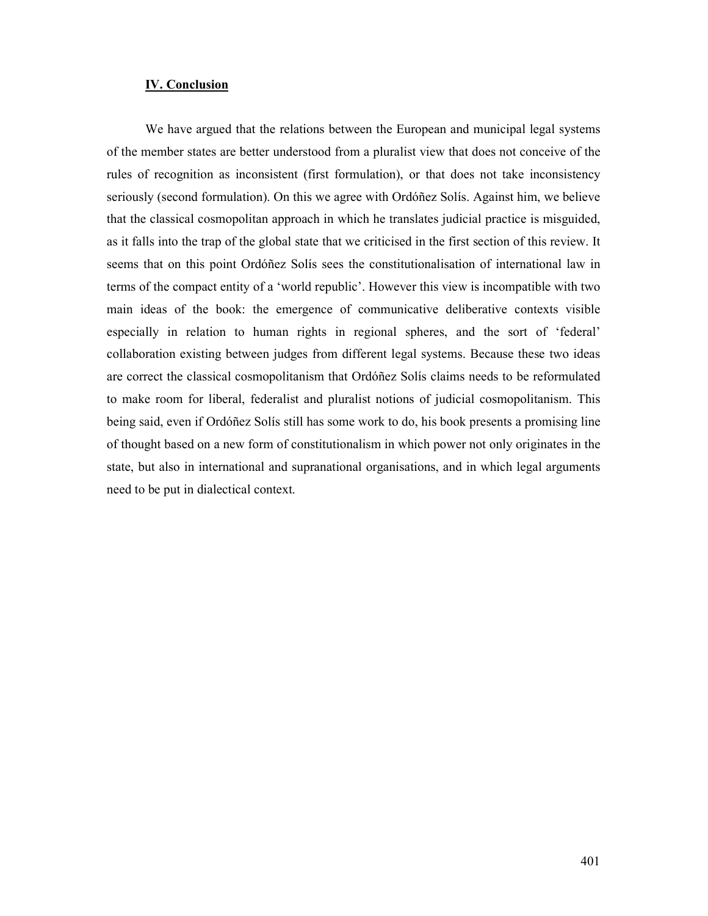## IV. Conclusion

We have argued that the relations between the European and municipal legal systems of the member states are better understood from a pluralist view that does not conceive of the rules of recognition as inconsistent (first formulation), or that does not take inconsistency seriously (second formulation). On this we agree with Ordóñez Solís. Against him, we believe that the classical cosmopolitan approach in which he translates judicial practice is misguided, as it falls into the trap of the global state that we criticised in the first section of this review. It seems that on this point Ordóñez Solís sees the constitutionalisation of international law in terms of the compact entity of a 'world republic'. However this view is incompatible with two main ideas of the book: the emergence of communicative deliberative contexts visible especially in relation to human rights in regional spheres, and the sort of 'federal' collaboration existing between judges from different legal systems. Because these two ideas are correct the classical cosmopolitanism that Ordóñez Solís claims needs to be reformulated to make room for liberal, federalist and pluralist notions of judicial cosmopolitanism. This being said, even if Ordóñez Solís still has some work to do, his book presents a promising line of thought based on a new form of constitutionalism in which power not only originates in the state, but also in international and supranational organisations, and in which legal arguments need to be put in dialectical context.